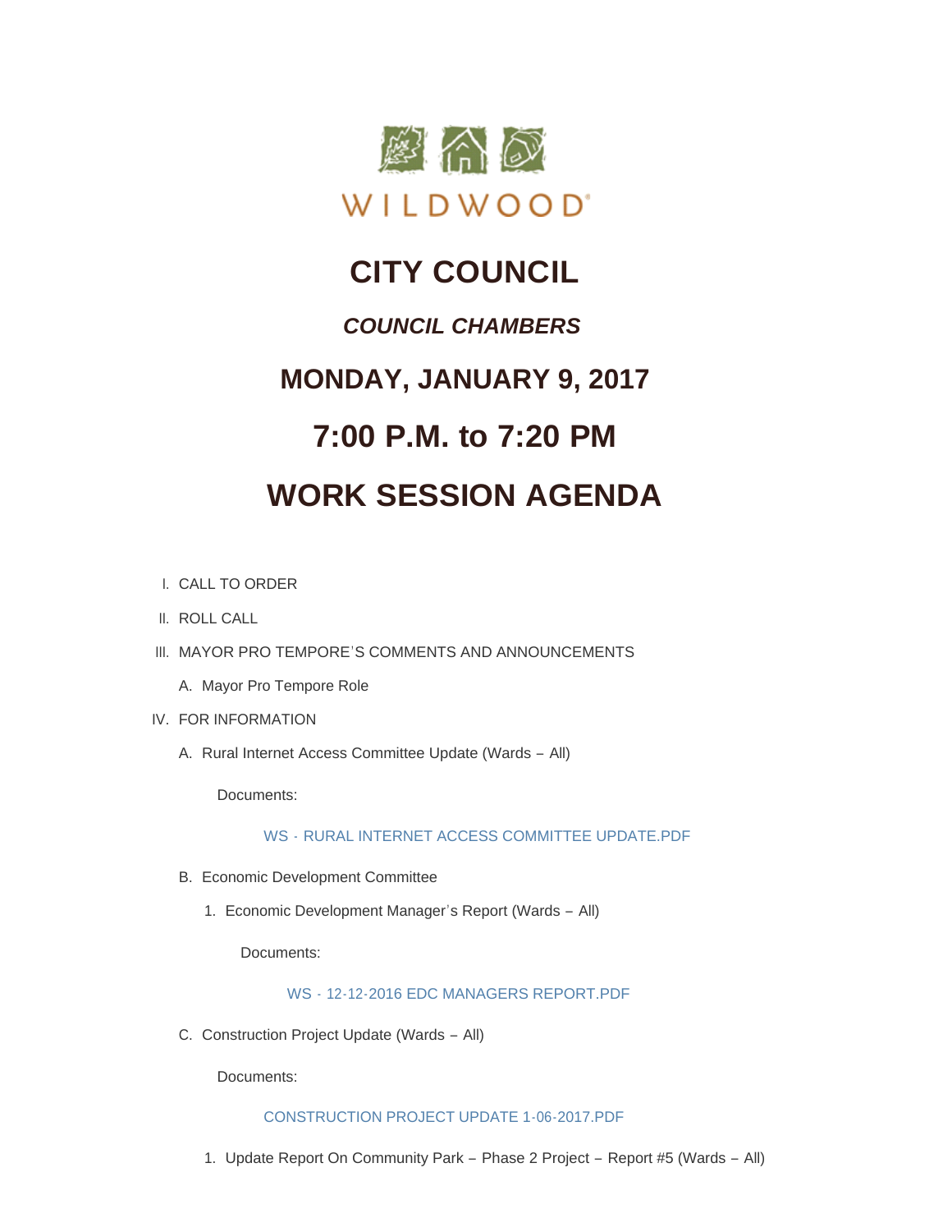WILDWOOD®

# CITY COUNCIL

## *COUNCIL CHAMBERS*

## MONDAY, JANUARY 9, 2017

## 7:00 P.M. to 7:20 PM

## WORK SESSION AGENDA

I. CALL TO ORDER

II. ROLL CALL

III. MAYOR PRO TEMPORE'S COMMENTS AND ANNOUNCEMENTS

A. Mayor Pro Tempore Role

IV. FOR INFORMATION

A. Rural Internet Access Committee Update (Wards – All)

Documents:

WS - RURAL INTERNET ACCESS COMMITTEE UPDATE.PDF

B. Economic Development Committee

1. Economic Development Manager's Report (Wards – All)

Documents:

WS - 12-12-2016 EDC MANAGERS REPORT.PDF

C. Construction Project Update (Wards – All)

Documents:

CONSTRUCTION PROJECT UPDATE 1-06-2017.PDF

1. Update Report On Community Park – Phase 2 Project – Report #5 (Wards – All)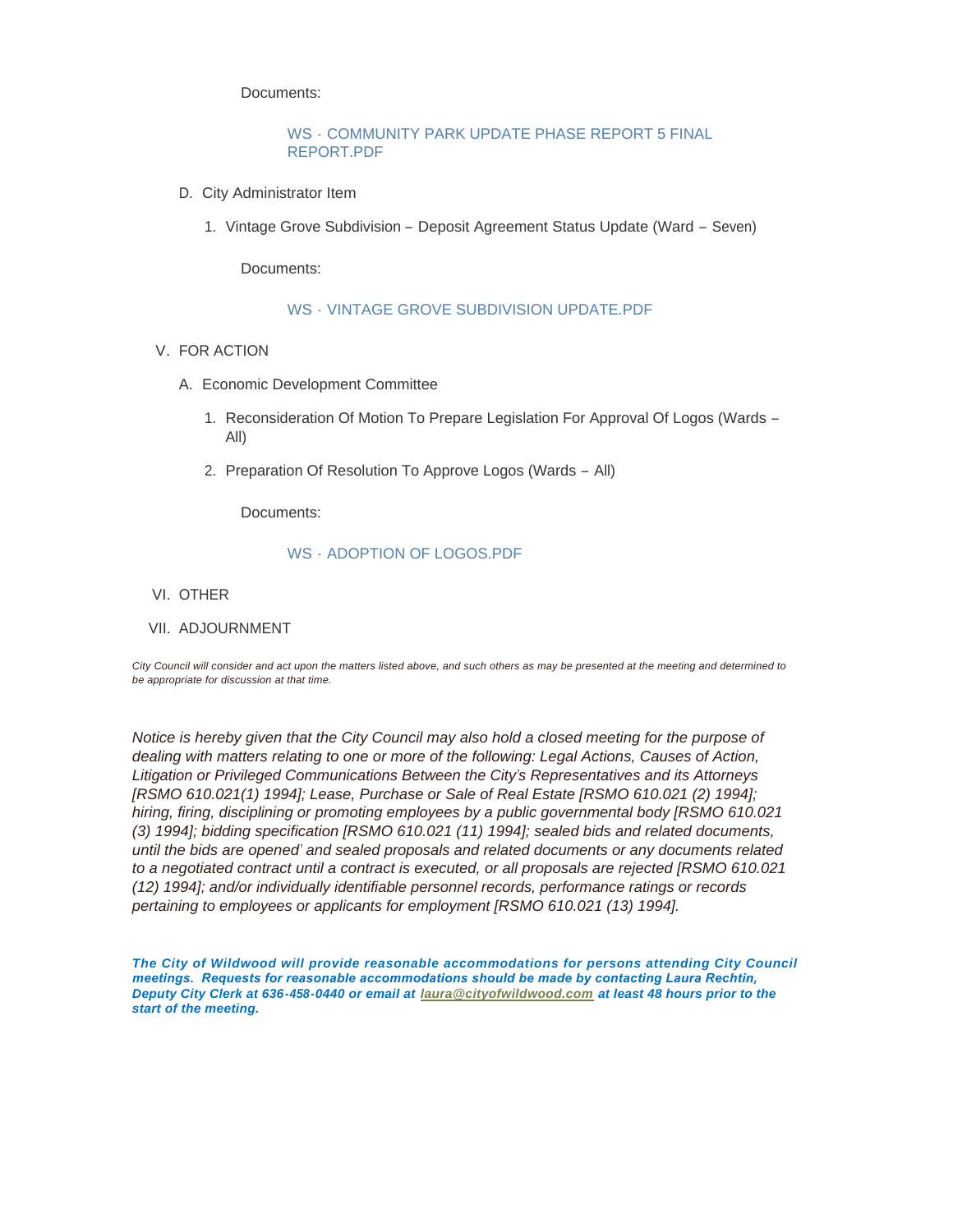Documents:

WS - COMMUNITY PARK UPDATE PHASE REPORT 5 FINAL REPORT.PDF

D. City Administrator Item

1. Vintage Grove Subdivision – Deposit Agreement Status Update (Ward – Seven)

Documents:

WS - VINTAGE GROVE SUBDIVISION UPDATE.PDF

V. FOR ACTION

A. Economic Development Committee

1. Reconsideration Of Motion To Prepare Legislation For Approval Of Logos (Wards – All)

2. Preparation Of Resolution To Approve Logos (Wards – All)

Documents:

WS - ADOPTION OF LOGOS.PDF

VI. OTHER

VII. ADJOURNMENT

*City Council will consider and act upon the matters listed above, and such others as may be presented at the meeting and determined to be appropriate for discussion at that time.*

*Notice is hereby given that the City Council may also hold a closed meeting for the purpose of dealing with matters relating to one or more of the following: Legal Actions, Causes of Action, Litigation or Privileged Communications Between the City's Representatives and its Attorneys [RSMO 610.021(1) 1994]; Lease, Purchase or Sale of Real Estate [RSMO 610.021 (2) 1994]; hiring, firing, disciplining or promoting employees by a public governmental body [RSMO 610.021 (3) 1994]; bidding specification [RSMO 610.021 (11) 1994]; sealed bids and related documents, until the bids are opened' and sealed proposals and related documents or any documents related to a negotiated contract until a contract is executed, or all proposals are rejected [RSMO 610.021 (12) 1994]; and/or individually identifiable personnel records, performance ratings or records pertaining to employees or applicants for employment [RSMO 610.021 (13) 1994].*

***The City of Wildwood will provide reasonable accommodations for persons attending City Council meetings. Requests for reasonable accommodations should be made by contacting Laura Rechtin, Deputy City Clerk at 636-458-0440 or email at laura@cityofwildwood.com at least 48 hours prior to the start of the meeting.***